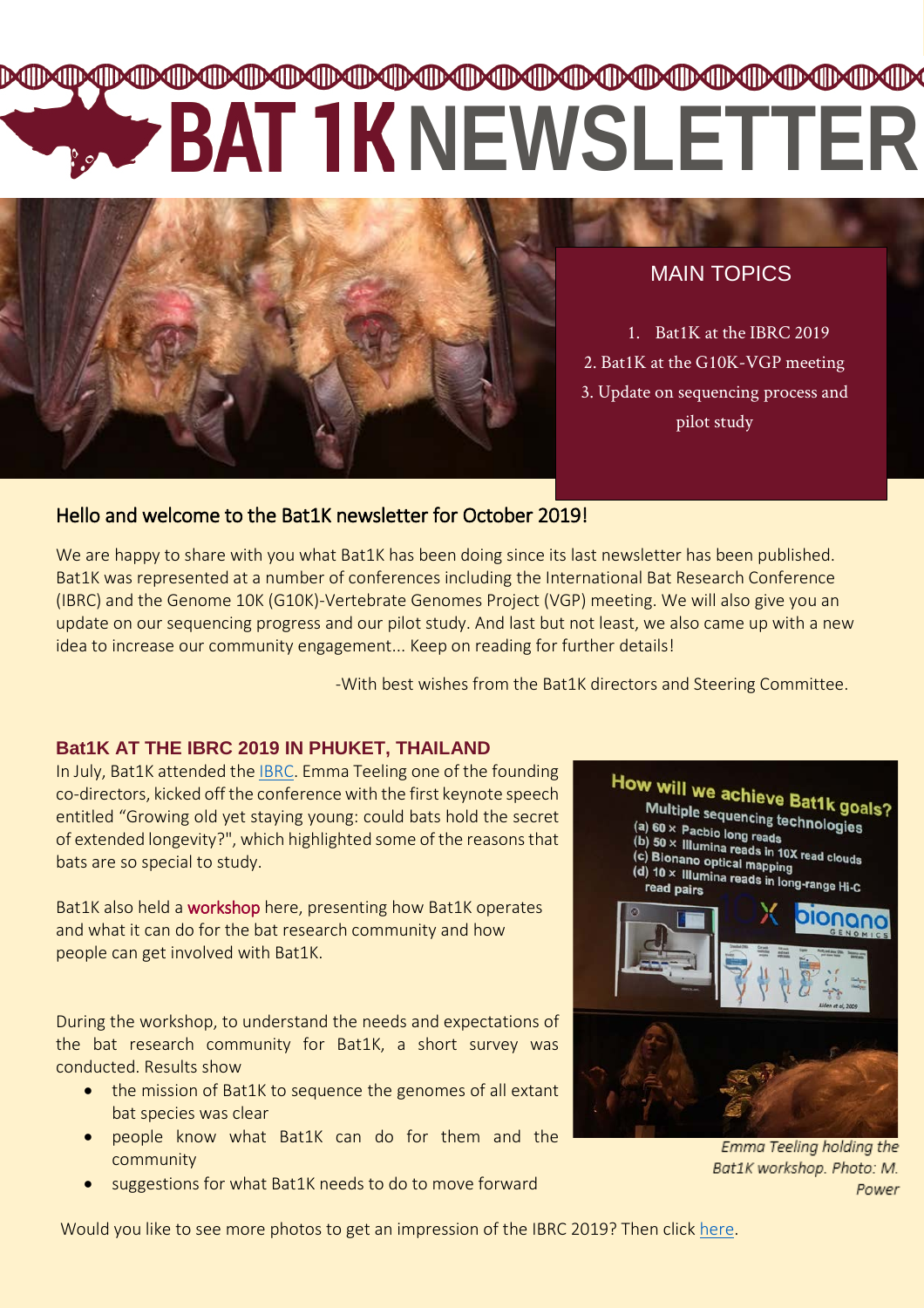# BAT 1K NEWSLETTER

## MAIN TOPICS

1. Bat1K at the IBRC 2019
2. Bat1K at the G10K-VGP meeting
3. Update on sequencing process and pilot study

## Hello and welcome to the Bat1K newsletter for October 2019!

We are happy to share with you what Bat1K has been doing since its last newsletter has been published. Bat1K was represented at a number of conferences including the International Bat Research Conference (IBRC) and the Genome 10K (G10K)-Vertebrate Genomes Project (VGP) meeting. We will also give you an update on our sequencing progress and our pilot study. And last but not least, we also came up with a new idea to increase our community engagement... Keep on reading for further details!

-With best wishes from the Bat1K directors and Steering Committee.

### Bat1K AT THE IBRC 2019 IN PHUKET, THAILAND

In July, Bat1K attended the IBRC. Emma Teeling one of the founding co-directors, kicked off the conference with the first keynote speech entitled "Growing old yet staying young: could bats hold the secret of extended longevity?", which highlighted some of the reasons that bats are so special to study.

Bat1K also held a workshop here, presenting how Bat1K operates and what it can do for the bat research community and how people can get involved with Bat1K.

During the workshop, to understand the needs and expectations of the bat research community for Bat1K, a short survey was conducted. Results show

- the mission of Bat1K to sequence the genomes of all extant bat species was clear
- people know what Bat1K can do for them and the community
- suggestions for what Bat1K needs to do to move forward

*Emma Teeling holding the Bat1K workshop. Photo: M. Power*

Would you like to see more photos to get an impression of the IBRC 2019? Then click here.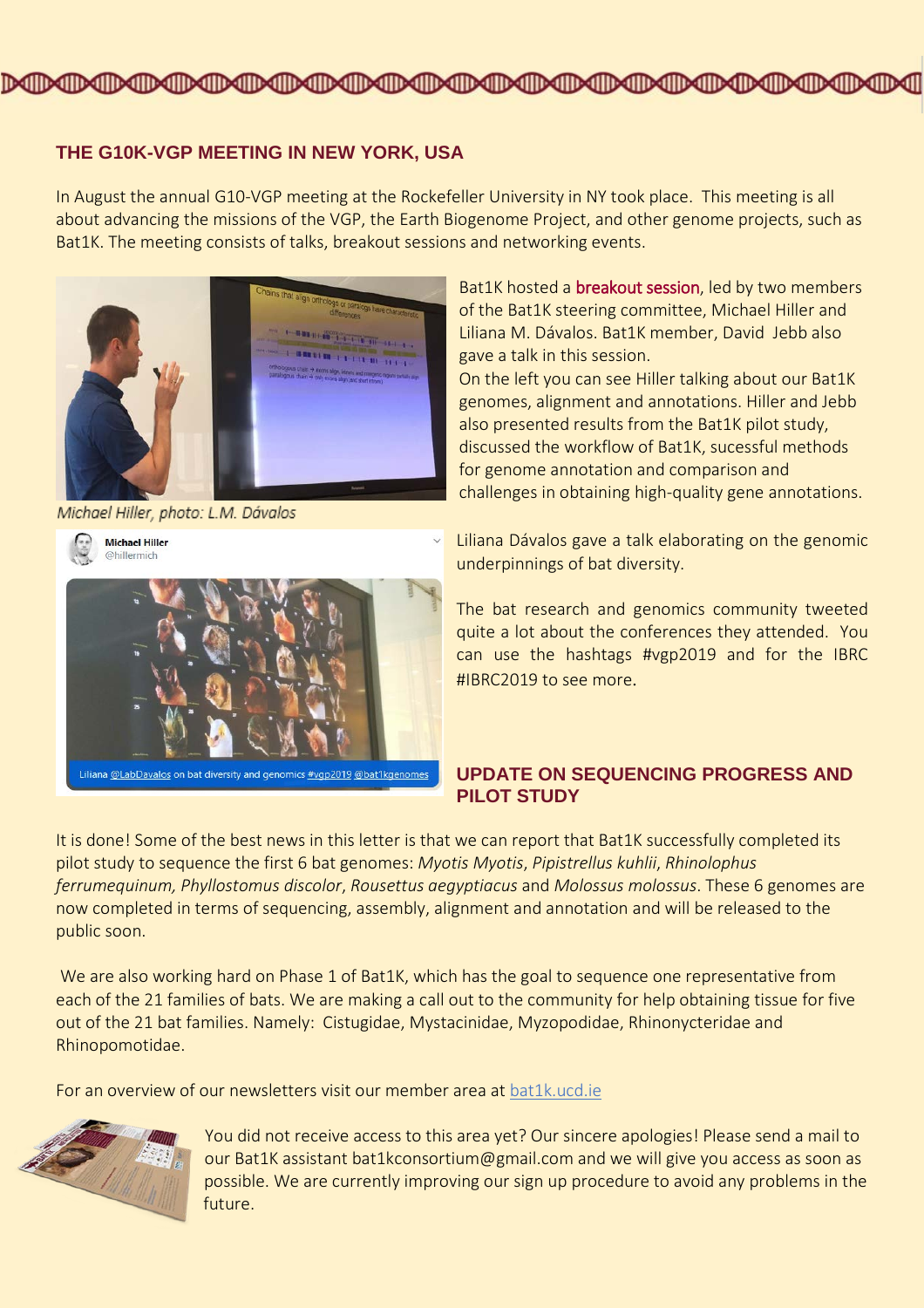## THE G10K-VGP MEETING IN NEW YORK, USA

In August the annual G10-VGP meeting at the Rockefeller University in NY took place. This meeting is all about advancing the missions of the VGP, the Earth Biogenome Project, and other genome projects, such as Bat1K. The meeting consists of talks, breakout sessions and networking events.

Michael Hiller, photo: L.M. Dávalos

Bat1K hosted a breakout session, led by two members of the Bat1K steering committee, Michael Hiller and Liliana M. Dávalos. Bat1K member, David Jebb also gave a talk in this session.
On the left you can see Hiller talking about our Bat1K genomes, alignment and annotations. Hiller and Jebb also presented results from the Bat1K pilot study, discussed the workflow of Bat1K, sucessful methods for genome annotation and comparison and challenges in obtaining high-quality gene annotations.

Liliana Dávalos gave a talk elaborating on the genomic underpinnings of bat diversity.

The bat research and genomics community tweeted quite a lot about the conferences they attended. You can use the hashtags #vgp2019 and for the IBRC #IBRC2019 to see more.

## UPDATE ON SEQUENCING PROGRESS AND PILOT STUDY

It is done! Some of the best news in this letter is that we can report that Bat1K successfully completed its pilot study to sequence the first 6 bat genomes: *Myotis Myotis*, *Pipistrellus kuhlii*, *Rhinolophus ferrumequinum, Phyllostomus discolor*, *Rousettus aegyptiacus* and *Molossus molossus*. These 6 genomes are now completed in terms of sequencing, assembly, alignment and annotation and will be released to the public soon.

We are also working hard on Phase 1 of Bat1K, which has the goal to sequence one representative from each of the 21 families of bats. We are making a call out to the community for help obtaining tissue for five out of the 21 bat families. Namely: Cistugidae, Mystacinidae, Myzopodidae, Rhinonycteridae and Rhinopomotidae.

For an overview of our newsletters visit our member area at bat1k.ucd.ie

You did not receive access to this area yet? Our sincere apologies! Please send a mail to our Bat1K assistant bat1kconsortium@gmail.com and we will give you access as soon as possible. We are currently improving our sign up procedure to avoid any problems in the future.